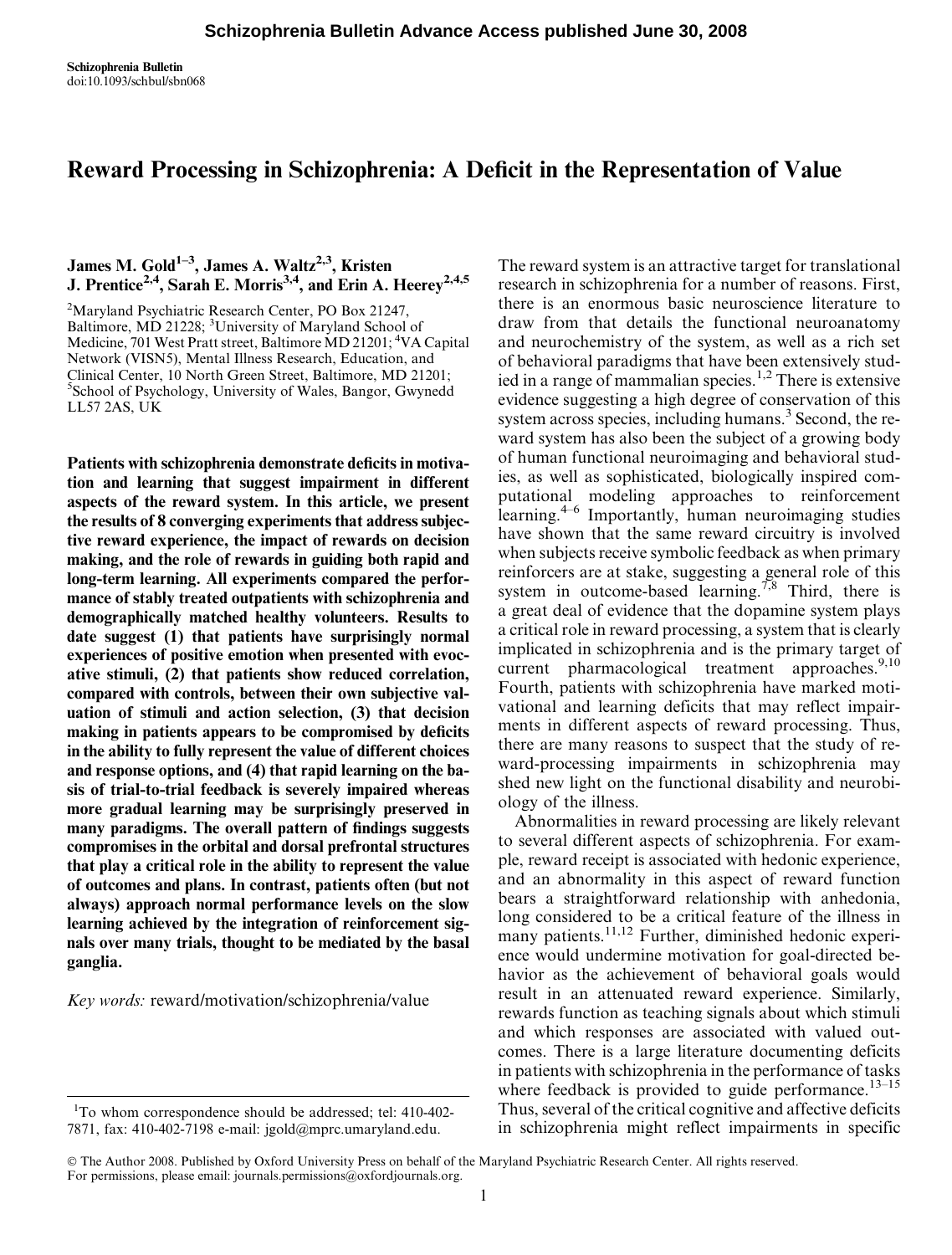Schizophrenia Bulletin Advance Access published June 30, 2008

Schizophrenia Bulletin
doi:10.1093/schbul/sbn068

# Reward Processing in Schizophrenia: A Deficit in the Representation of Value

**James M. Gold[1–3], James A. Waltz[2,3], Kristen J. Prentice[2,4], Sarah E. Morris[3,4], and Erin A. Heerey[2,4,5]**

[2]Maryland Psychiatric Research Center, PO Box 21247, Baltimore, MD 21228; [3]University of Maryland School of Medicine, 701 West Pratt street, Baltimore MD 21201; [4]VA Capital Network (VISN5), Mental Illness Research, Education, and Clinical Center, 10 North Green Street, Baltimore, MD 21201; [5]School of Psychology, University of Wales, Bangor, Gwynedd LL57 2AS, UK

**Patients with schizophrenia demonstrate deficits in motivation and learning that suggest impairment in different aspects of the reward system. In this article, we present the results of 8 converging experiments that address subjective reward experience, the impact of rewards on decision making, and the role of rewards in guiding both rapid and long-term learning. All experiments compared the performance of stably treated outpatients with schizophrenia and demographically matched healthy volunteers. Results to date suggest (1) that patients have surprisingly normal experiences of positive emotion when presented with evocative stimuli, (2) that patients show reduced correlation, compared with controls, between their own subjective valuation of stimuli and action selection, (3) that decision making in patients appears to be compromised by deficits in the ability to fully represent the value of different choices and response options, and (4) that rapid learning on the basis of trial-to-trial feedback is severely impaired whereas more gradual learning may be surprisingly preserved in many paradigms. The overall pattern of findings suggests compromises in the orbital and dorsal prefrontal structures that play a critical role in the ability to represent the value of outcomes and plans. In contrast, patients often (but not always) approach normal performance levels on the slow learning achieved by the integration of reinforcement signals over many trials, thought to be mediated by the basal ganglia.**

*Key words:* reward/motivation/schizophrenia/value

The reward system is an attractive target for translational research in schizophrenia for a number of reasons. First, there is an enormous basic neuroscience literature to draw from that details the functional neuroanatomy and neurochemistry of the system, as well as a rich set of behavioral paradigms that have been extensively studied in a range of mammalian species.[1,2] There is extensive evidence suggesting a high degree of conservation of this system across species, including humans.[3] Second, the reward system has also been the subject of a growing body of human functional neuroimaging and behavioral studies, as well as sophisticated, biologically inspired computational modeling approaches to reinforcement learning.[4–6] Importantly, human neuroimaging studies have shown that the same reward circuitry is involved when subjects receive symbolic feedback as when primary reinforcers are at stake, suggesting a general role of this system in outcome-based learning.[7,8] Third, there is a great deal of evidence that the dopamine system plays a critical role in reward processing, a system that is clearly implicated in schizophrenia and is the primary target of current pharmacological treatment approaches.[9,10] Fourth, patients with schizophrenia have marked motivational and learning deficits that may reflect impairments in different aspects of reward processing. Thus, there are many reasons to suspect that the study of reward-processing impairments in schizophrenia may shed new light on the functional disability and neurobiology of the illness.

Abnormalities in reward processing are likely relevant to several different aspects of schizophrenia. For example, reward receipt is associated with hedonic experience, and an abnormality in this aspect of reward function bears a straightforward relationship with anhedonia, long considered to be a critical feature of the illness in many patients.[11,12] Further, diminished hedonic experience would undermine motivation for goal-directed behavior as the achievement of behavioral goals would result in an attenuated reward experience. Similarly, rewards function as teaching signals about which stimuli and which responses are associated with valued outcomes. There is a large literature documenting deficits in patients with schizophrenia in the performance of tasks where feedback is provided to guide performance.[13–15] Thus, several of the critical cognitive and affective deficits in schizophrenia might reflect impairments in specific

[1]To whom correspondence should be addressed; tel: 410-402-7871, fax: 410-402-7198 e-mail: jgold@mprc.umaryland.edu.

© The Author 2008. Published by Oxford University Press on behalf of the Maryland Psychiatric Research Center. All rights reserved. For permissions, please email: journals.permissions@oxfordjournals.org.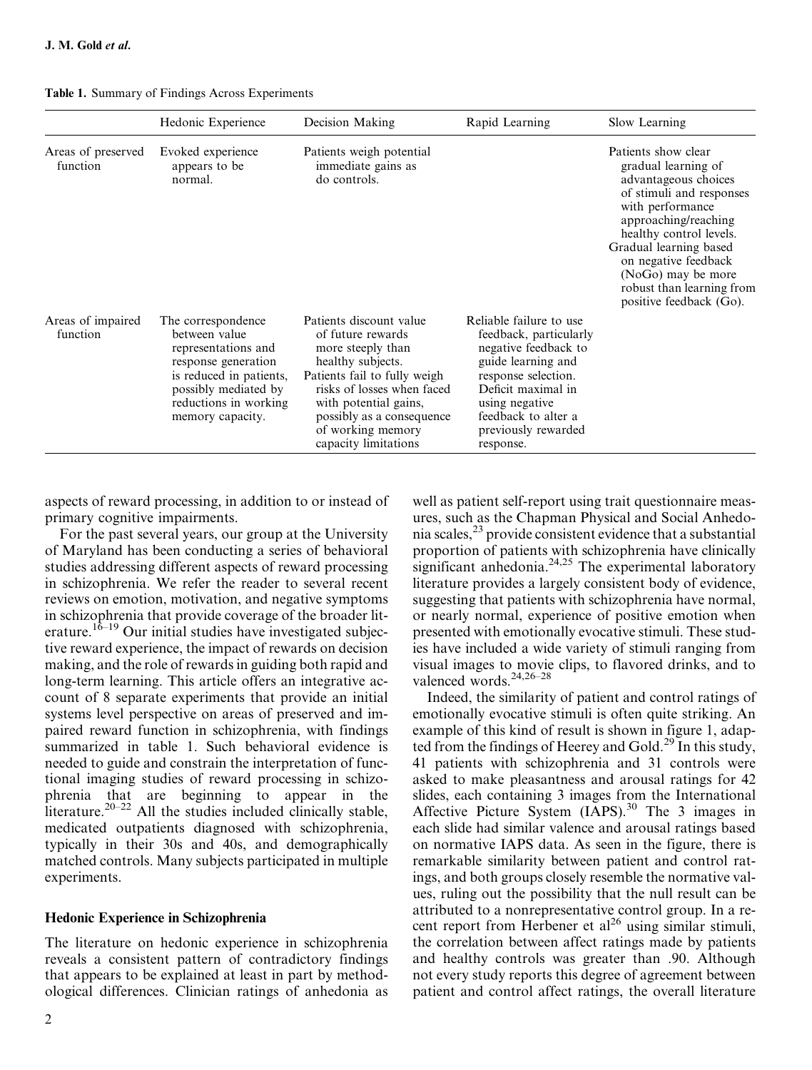**Table 1.** Summary of Findings Across Experiments

| | Hedonic Experience | Decision Making | Rapid Learning | Slow Learning |
|---|---|---|---|---|
| Areas of preserved function | Evoked experience appears to be normal. | Patients weigh potential immediate gains as do controls. | | Patients show clear gradual learning of advantageous choices of stimuli and responses with performance approaching/reaching healthy control levels. Gradual learning based on negative feedback (NoGo) may be more robust than learning from positive feedback (Go). |
| Areas of impaired function | The correspondence between value representations and response generation is reduced in patients, possibly mediated by reductions in working memory capacity. | Patients discount value of future rewards more steeply than healthy subjects. Patients fail to fully weigh risks of losses when faced with potential gains, possibly as a consequence of working memory capacity limitations | Reliable failure to use feedback, particularly negative feedback to guide learning and response selection. Deficit maximal in using negative feedback to alter a previously rewarded response. | |

aspects of reward processing, in addition to or instead of primary cognitive impairments.

For the past several years, our group at the University of Maryland has been conducting a series of behavioral studies addressing different aspects of reward processing in schizophrenia. We refer the reader to several recent reviews on emotion, motivation, and negative symptoms in schizophrenia that provide coverage of the broader literature.[16–19] Our initial studies have investigated subjective reward experience, the impact of rewards on decision making, and the role of rewards in guiding both rapid and long-term learning. This article offers an integrative account of 8 separate experiments that provide an initial systems level perspective on areas of preserved and impaired reward function in schizophrenia, with findings summarized in table 1. Such behavioral evidence is needed to guide and constrain the interpretation of functional imaging studies of reward processing in schizophrenia that are beginning to appear in the literature.[20–22] All the studies included clinically stable, medicated outpatients diagnosed with schizophrenia, typically in their 30s and 40s, and demographically matched controls. Many subjects participated in multiple experiments.

## Hedonic Experience in Schizophrenia

The literature on hedonic experience in schizophrenia reveals a consistent pattern of contradictory findings that appears to be explained at least in part by methodological differences. Clinician ratings of anhedonia as well as patient self-report using trait questionnaire measures, such as the Chapman Physical and Social Anhedonia scales,[23] provide consistent evidence that a substantial proportion of patients with schizophrenia have clinically significant anhedonia.[24,25] The experimental laboratory literature provides a largely consistent body of evidence, suggesting that patients with schizophrenia have normal, or nearly normal, experience of positive emotion when presented with emotionally evocative stimuli. These studies have included a wide variety of stimuli ranging from visual images to movie clips, to flavored drinks, and to valenced words.[24,26–28]

Indeed, the similarity of patient and control ratings of emotionally evocative stimuli is often quite striking. An example of this kind of result is shown in figure 1, adapted from the findings of Heerey and Gold.[29] In this study, 41 patients with schizophrenia and 31 controls were asked to make pleasantness and arousal ratings for 42 slides, each containing 3 images from the International Affective Picture System (IAPS).[30] The 3 images in each slide had similar valence and arousal ratings based on normative IAPS data. As seen in the figure, there is remarkable similarity between patient and control ratings, and both groups closely resemble the normative values, ruling out the possibility that the null result can be attributed to a nonrepresentative control group. In a recent report from Herbener et al[26] using similar stimuli, the correlation between affect ratings made by patients and healthy controls was greater than .90. Although not every study reports this degree of agreement between patient and control affect ratings, the overall literature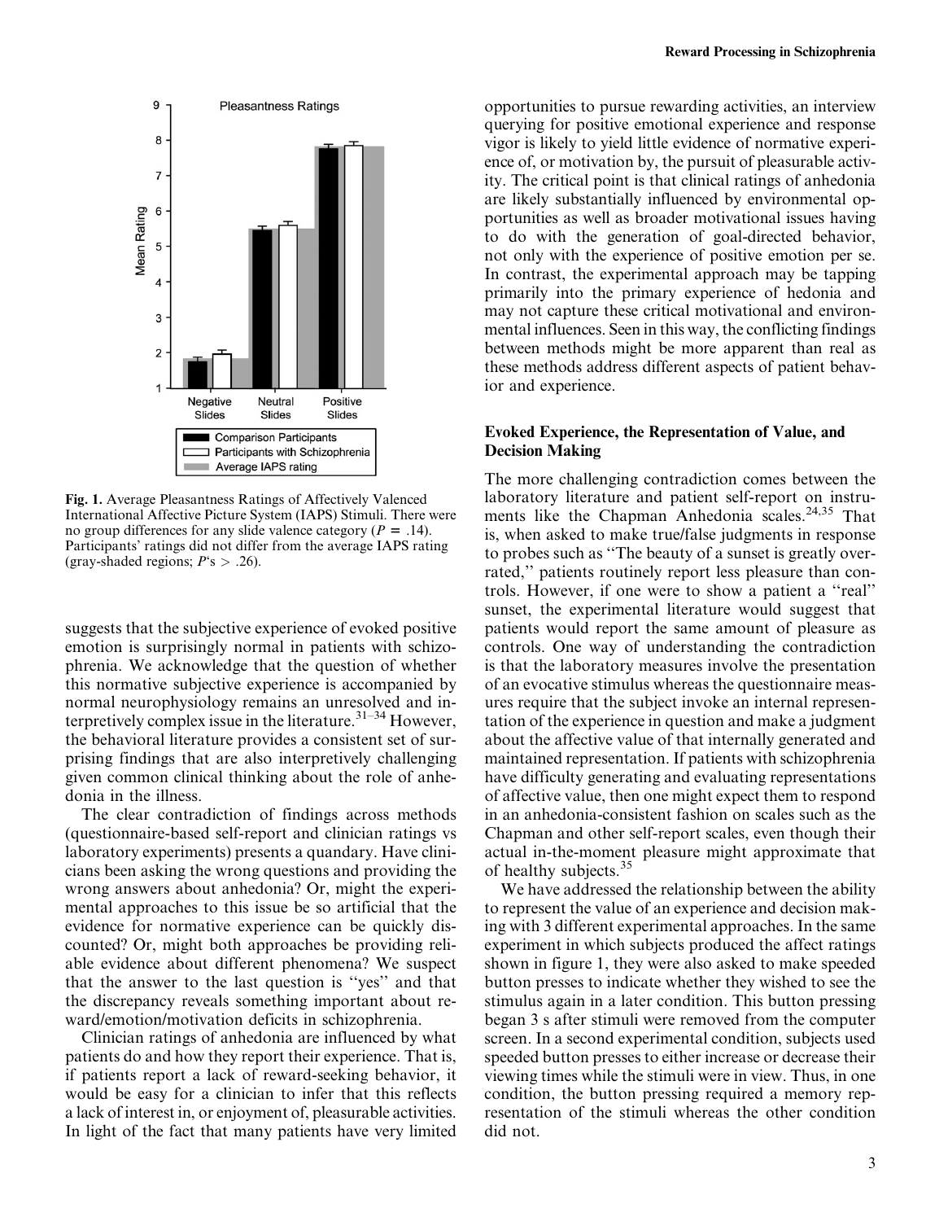Pleasantness Ratings

Mean Rating

9
8
7
6
5
4
3
2
1

Negative Slides

Neutral Slides

Positive Slides

Comparison Participants

Participants with Schizophrenia

Average IAPS rating

**Fig. 1.** Average Pleasantness Ratings of Affectively Valenced International Affective Picture System (IAPS) Stimuli. There were no group differences for any slide valence category ($P = .14$). Participants' ratings did not differ from the average IAPS rating (gray-shaded regions; $P$'s $> .26$).

suggests that the subjective experience of evoked positive emotion is surprisingly normal in patients with schizophrenia. We acknowledge that the question of whether this normative subjective experience is accompanied by normal neurophysiology remains an unresolved and interpretively complex issue in the literature.[31–34] However, the behavioral literature provides a consistent set of surprising findings that are also interpretively challenging given common clinical thinking about the role of anhedonia in the illness.

The clear contradiction of findings across methods (questionnaire-based self-report and clinician ratings vs laboratory experiments) presents a quandary. Have clinicians been asking the wrong questions and providing the wrong answers about anhedonia? Or, might the experimental approaches to this issue be so artificial that the evidence for normative experience can be quickly discounted? Or, might both approaches be providing reliable evidence about different phenomena? We suspect that the answer to the last question is ''yes'' and that the discrepancy reveals something important about reward/emotion/motivation deficits in schizophrenia.

Clinician ratings of anhedonia are influenced by what patients do and how they report their experience. That is, if patients report a lack of reward-seeking behavior, it would be easy for a clinician to infer that this reflects a lack of interest in, or enjoyment of, pleasurable activities. In light of the fact that many patients have very limited opportunities to pursue rewarding activities, an interview querying for positive emotional experience and response vigor is likely to yield little evidence of normative experience of, or motivation by, the pursuit of pleasurable activity. The critical point is that clinical ratings of anhedonia are likely substantially influenced by environmental opportunities as well as broader motivational issues having to do with the generation of goal-directed behavior, not only with the experience of positive emotion per se. In contrast, the experimental approach may be tapping primarily into the primary experience of hedonia and may not capture these critical motivational and environmental influences. Seen in this way, the conflicting findings between methods might be more apparent than real as these methods address different aspects of patient behavior and experience.

### Evoked Experience, the Representation of Value, and Decision Making

The more challenging contradiction comes between the laboratory literature and patient self-report on instruments like the Chapman Anhedonia scales.[24,35] That is, when asked to make true/false judgments in response to probes such as ''The beauty of a sunset is greatly overrated,'' patients routinely report less pleasure than controls. However, if one were to show a patient a ''real'' sunset, the experimental literature would suggest that patients would report the same amount of pleasure as controls. One way of understanding the contradiction is that the laboratory measures involve the presentation of an evocative stimulus whereas the questionnaire measures require that the subject invoke an internal representation of the experience in question and make a judgment about the affective value of that internally generated and maintained representation. If patients with schizophrenia have difficulty generating and evaluating representations of affective value, then one might expect them to respond in an anhedonia-consistent fashion on scales such as the Chapman and other self-report scales, even though their actual in-the-moment pleasure might approximate that of healthy subjects.[35]

We have addressed the relationship between the ability to represent the value of an experience and decision making with 3 different experimental approaches. In the same experiment in which subjects produced the affect ratings shown in figure 1, they were also asked to make speeded button presses to indicate whether they wished to see the stimulus again in a later condition. This button pressing began 3 s after stimuli were removed from the computer screen. In a second experimental condition, subjects used speeded button presses to either increase or decrease their viewing times while the stimuli were in view. Thus, in one condition, the button pressing required a memory representation of the stimuli whereas the other condition did not.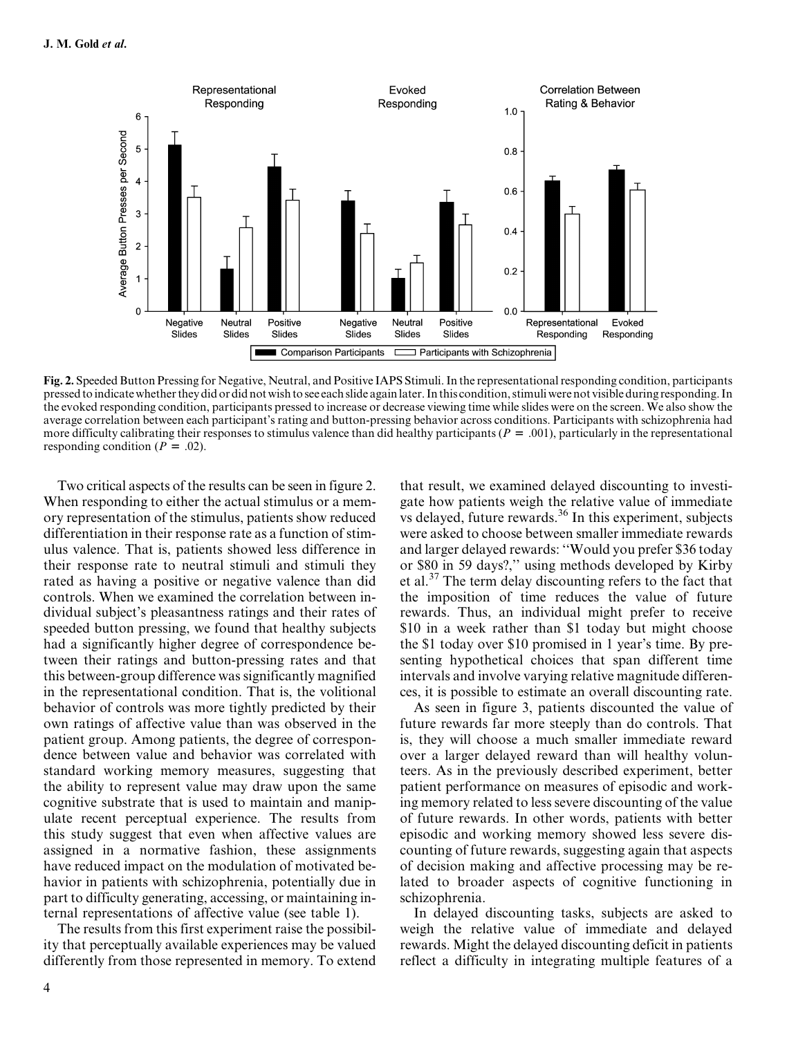**Fig. 2.** Speeded Button Pressing for Negative, Neutral, and Positive IAPS Stimuli. In the representational responding condition, participants pressed to indicate whether they did or did not wish to see each slide again later. In this condition, stimuli were not visible during responding. In the evoked responding condition, participants pressed to increase or decrease viewing time while slides were on the screen. We also show the average correlation between each participant's rating and button-pressing behavior across conditions. Participants with schizophrenia had more difficulty calibrating their responses to stimulus valence than did healthy participants ($P = .001$), particularly in the representational responding condition ($P = .02$).

Two critical aspects of the results can be seen in figure 2. When responding to either the actual stimulus or a memory representation of the stimulus, patients show reduced differentiation in their response rate as a function of stimulus valence. That is, patients showed less difference in their response rate to neutral stimuli and stimuli they rated as having a positive or negative valence than did controls. When we examined the correlation between individual subject's pleasantness ratings and their rates of speeded button pressing, we found that healthy subjects had a significantly higher degree of correspondence between their ratings and button-pressing rates and that this between-group difference was significantly magnified in the representational condition. That is, the volitional behavior of controls was more tightly predicted by their own ratings of affective value than was observed in the patient group. Among patients, the degree of correspondence between value and behavior was correlated with standard working memory measures, suggesting that the ability to represent value may draw upon the same cognitive substrate that is used to maintain and manipulate recent perceptual experience. The results from this study suggest that even when affective values are assigned in a normative fashion, these assignments have reduced impact on the modulation of motivated behavior in patients with schizophrenia, potentially due in part to difficulty generating, accessing, or maintaining internal representations of affective value (see table 1).

The results from this first experiment raise the possibility that perceptually available experiences may be valued differently from those represented in memory. To extend that result, we examined delayed discounting to investigate how patients weigh the relative value of immediate vs delayed, future rewards.[36] In this experiment, subjects were asked to choose between smaller immediate rewards and larger delayed rewards: "Would you prefer $36 today or $80 in 59 days?," using methods developed by Kirby et al.[37] The term delay discounting refers to the fact that the imposition of time reduces the value of future rewards. Thus, an individual might prefer to receive $10 in a week rather than $1 today but might choose the $1 today over $10 promised in 1 year's time. By presenting hypothetical choices that span different time intervals and involve varying relative magnitude differences, it is possible to estimate an overall discounting rate.

As seen in figure 3, patients discounted the value of future rewards far more steeply than do controls. That is, they will choose a much smaller immediate reward over a larger delayed reward than will healthy volunteers. As in the previously described experiment, better patient performance on measures of episodic and working memory related to less severe discounting of the value of future rewards. In other words, patients with better episodic and working memory showed less severe discounting of future rewards, suggesting again that aspects of decision making and affective processing may be related to broader aspects of cognitive functioning in schizophrenia.

In delayed discounting tasks, subjects are asked to weigh the relative value of immediate and delayed rewards. Might the delayed discounting deficit in patients reflect a difficulty in integrating multiple features of a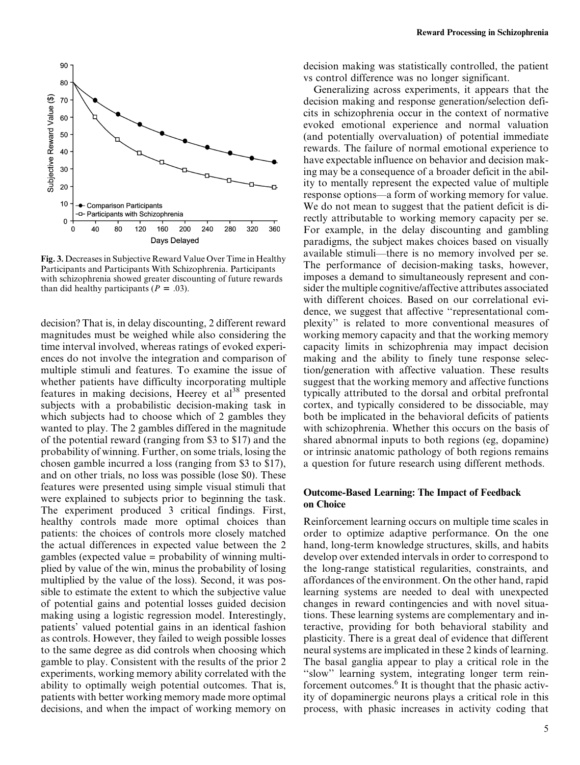Fig. 3. Decreases in Subjective Reward Value Over Time in Healthy Participants and Participants With Schizophrenia. Participants with schizophrenia showed greater discounting of future rewards than did healthy participants ($P = .03$).

decision? That is, in delay discounting, 2 different reward magnitudes must be weighed while also considering the time interval involved, whereas ratings of evoked experiences do not involve the integration and comparison of multiple stimuli and features. To examine the issue of whether patients have difficulty incorporating multiple features in making decisions, Heerey et al[38] presented subjects with a probabilistic decision-making task in which subjects had to choose which of 2 gambles they wanted to play. The 2 gambles differed in the magnitude of the potential reward (ranging from \$3 to \$17) and the probability of winning. Further, on some trials, losing the chosen gamble incurred a loss (ranging from \$3 to \$17), and on other trials, no loss was possible (lose \$0). These features were presented using simple visual stimuli that were explained to subjects prior to beginning the task. The experiment produced 3 critical findings. First, healthy controls made more optimal choices than patients: the choices of controls more closely matched the actual differences in expected value between the 2 gambles (expected value = probability of winning multiplied by value of the win, minus the probability of losing multiplied by the value of the loss). Second, it was possible to estimate the extent to which the subjective value of potential gains and potential losses guided decision making using a logistic regression model. Interestingly, patients' valued potential gains in an identical fashion as controls. However, they failed to weigh possible losses to the same degree as did controls when choosing which gamble to play. Consistent with the results of the prior 2 experiments, working memory ability correlated with the ability to optimally weigh potential outcomes. That is, patients with better working memory made more optimal decisions, and when the impact of working memory on decision making was statistically controlled, the patient vs control difference was no longer significant.

Generalizing across experiments, it appears that the decision making and response generation/selection deficits in schizophrenia occur in the context of normative evoked emotional experience and normal valuation (and potentially overvaluation) of potential immediate rewards. The failure of normal emotional experience to have expectable influence on behavior and decision making may be a consequence of a broader deficit in the ability to mentally represent the expected value of multiple response options—a form of working memory for value. We do not mean to suggest that the patient deficit is directly attributable to working memory capacity per se. For example, in the delay discounting and gambling paradigms, the subject makes choices based on visually available stimuli—there is no memory involved per se. The performance of decision-making tasks, however, imposes a demand to simultaneously represent and consider the multiple cognitive/affective attributes associated with different choices. Based on our correlational evidence, we suggest that affective "representational complexity" is related to more conventional measures of working memory capacity and that the working memory capacity limits in schizophrenia may impact decision making and the ability to finely tune response selection/generation with affective valuation. These results suggest that the working memory and affective functions typically attributed to the dorsal and orbital prefrontal cortex, and typically considered to be dissociable, may both be implicated in the behavioral deficits of patients with schizophrenia. Whether this occurs on the basis of shared abnormal inputs to both regions (eg, dopamine) or intrinsic anatomic pathology of both regions remains a question for future research using different methods.

### Outcome-Based Learning: The Impact of Feedback on Choice

Reinforcement learning occurs on multiple time scales in order to optimize adaptive performance. On the one hand, long-term knowledge structures, skills, and habits develop over extended intervals in order to correspond to the long-range statistical regularities, constraints, and affordances of the environment. On the other hand, rapid learning systems are needed to deal with unexpected changes in reward contingencies and with novel situations. These learning systems are complementary and interactive, providing for both behavioral stability and plasticity. There is a great deal of evidence that different neural systems are implicated in these 2 kinds of learning. The basal ganglia appear to play a critical role in the "slow" learning system, integrating longer term reinforcement outcomes.[6] It is thought that the phasic activity of dopaminergic neurons plays a critical role in this process, with phasic increases in activity coding that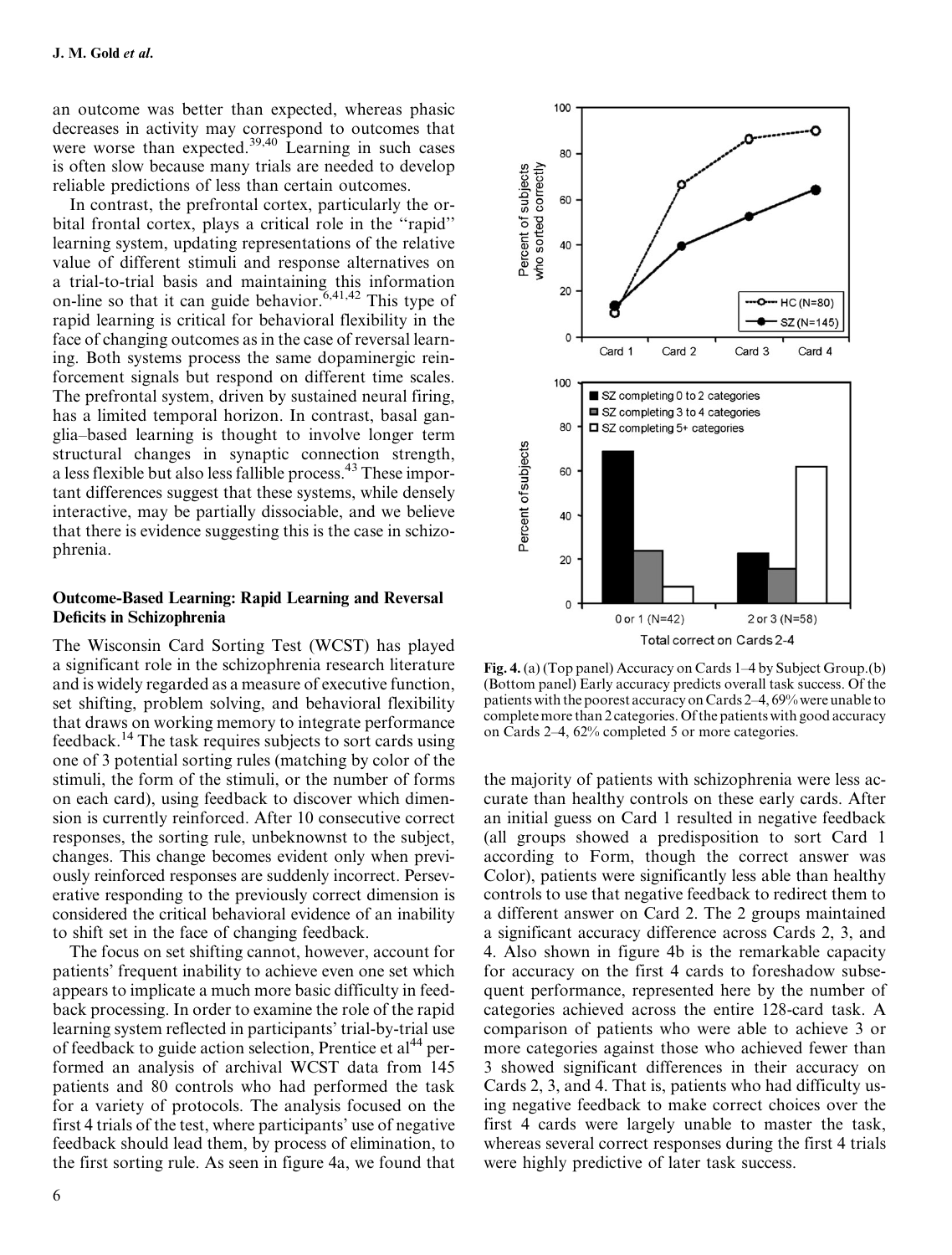an outcome was better than expected, whereas phasic decreases in activity may correspond to outcomes that were worse than expected.[39,40] Learning in such cases is often slow because many trials are needed to develop reliable predictions of less than certain outcomes.

In contrast, the prefrontal cortex, particularly the orbital frontal cortex, plays a critical role in the ''rapid'' learning system, updating representations of the relative value of different stimuli and response alternatives on a trial-to-trial basis and maintaining this information on-line so that it can guide behavior.[6,41,42] This type of rapid learning is critical for behavioral flexibility in the face of changing outcomes as in the case of reversal learning. Both systems process the same dopaminergic reinforcement signals but respond on different time scales. The prefrontal system, driven by sustained neural firing, has a limited temporal horizon. In contrast, basal ganglia–based learning is thought to involve longer term structural changes in synaptic connection strength, a less flexible but also less fallible process.[43] These important differences suggest that these systems, while densely interactive, may be partially dissociable, and we believe that there is evidence suggesting this is the case in schizophrenia.

### Outcome-Based Learning: Rapid Learning and Reversal Deficits in Schizophrenia

The Wisconsin Card Sorting Test (WCST) has played a significant role in the schizophrenia research literature and is widely regarded as a measure of executive function, set shifting, problem solving, and behavioral flexibility that draws on working memory to integrate performance feedback.[14] The task requires subjects to sort cards using one of 3 potential sorting rules (matching by color of the stimuli, the form of the stimuli, or the number of forms on each card), using feedback to discover which dimension is currently reinforced. After 10 consecutive correct responses, the sorting rule, unbeknownst to the subject, changes. This change becomes evident only when previously reinforced responses are suddenly incorrect. Perseverative responding to the previously correct dimension is considered the critical behavioral evidence of an inability to shift set in the face of changing feedback.

The focus on set shifting cannot, however, account for patients' frequent inability to achieve even one set which appears to implicate a much more basic difficulty in feedback processing. In order to examine the role of the rapid learning system reflected in participants' trial-by-trial use of feedback to guide action selection, Prentice et al[44] performed an analysis of archival WCST data from 145 patients and 80 controls who had performed the task for a variety of protocols. The analysis focused on the first 4 trials of the test, where participants' use of negative feedback should lead them, by process of elimination, to the first sorting rule. As seen in figure 4a, we found that the majority of patients with schizophrenia were less accurate than healthy controls on these early cards. After an initial guess on Card 1 resulted in negative feedback (all groups showed a predisposition to sort Card 1 according to Form, though the correct answer was Color), patients were significantly less able than healthy controls to use that negative feedback to redirect them to a different answer on Card 2. The 2 groups maintained a significant accuracy difference across Cards 2, 3, and 4. Also shown in figure 4b is the remarkable capacity for accuracy on the first 4 cards to foreshadow subsequent performance, represented here by the number of categories achieved across the entire 128-card task. A comparison of patients who were able to achieve 3 or more categories against those who achieved fewer than 3 showed significant differences in their accuracy on Cards 2, 3, and 4. That is, patients who had difficulty using negative feedback to make correct choices over the first 4 cards were largely unable to master the task, whereas several correct responses during the first 4 trials were highly predictive of later task success.

**Fig. 4.** (a) (Top panel) Accuracy on Cards 1–4 by Subject Group.(b) (Bottom panel) Early accuracy predicts overall task success. Of the patients with the poorest accuracy on Cards 2–4, 69% were unable to complete more than 2 categories. Of the patients with good accuracy on Cards 2–4, 62% completed 5 or more categories.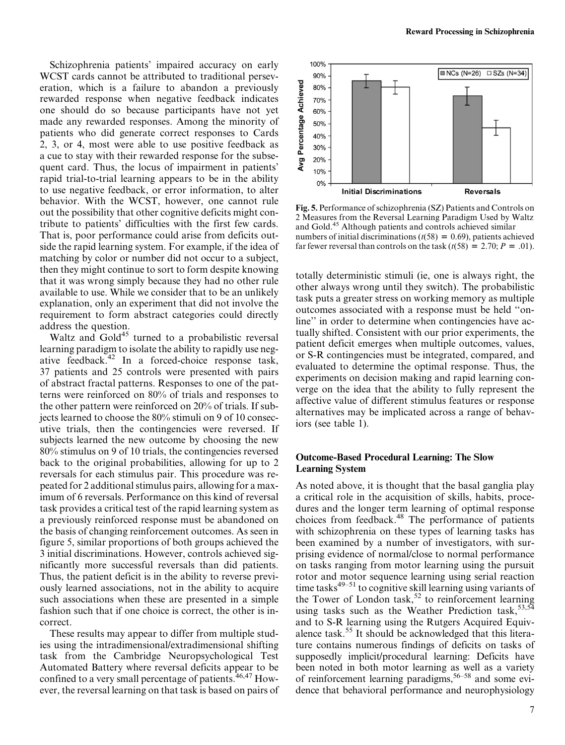Schizophrenia patients' impaired accuracy on early WCST cards cannot be attributed to traditional perseveration, which is a failure to abandon a previously rewarded response when negative feedback indicates one should do so because participants have not yet made any rewarded responses. Among the minority of patients who did generate correct responses to Cards 2, 3, or 4, most were able to use positive feedback as a cue to stay with their rewarded response for the subsequent card. Thus, the locus of impairment in patients' rapid trial-to-trial learning appears to be in the ability to use negative feedback, or error information, to alter behavior. With the WCST, however, one cannot rule out the possibility that other cognitive deficits might contribute to patients' difficulties with the first few cards. That is, poor performance could arise from deficits outside the rapid learning system. For example, if the idea of matching by color or number did not occur to a subject, then they might continue to sort to form despite knowing that it was wrong simply because they had no other rule available to use. While we consider that to be an unlikely explanation, only an experiment that did not involve the requirement to form abstract categories could directly address the question.

Waltz and Gold[45] turned to a probabilistic reversal learning paradigm to isolate the ability to rapidly use negative feedback.[42] In a forced-choice response task, 37 patients and 25 controls were presented with pairs of abstract fractal patterns. Responses to one of the patterns were reinforced on 80% of trials and responses to the other pattern were reinforced on 20% of trials. If subjects learned to choose the 80% stimuli on 9 of 10 consecutive trials, then the contingencies were reversed. If subjects learned the new outcome by choosing the new 80% stimulus on 9 of 10 trials, the contingencies reversed back to the original probabilities, allowing for up to 2 reversals for each stimulus pair. This procedure was repeated for 2 additional stimulus pairs, allowing for a maximum of 6 reversals. Performance on this kind of reversal task provides a critical test of the rapid learning system as a previously reinforced response must be abandoned on the basis of changing reinforcement outcomes. As seen in figure 5, similar proportions of both groups achieved the 3 initial discriminations. However, controls achieved significantly more successful reversals than did patients. Thus, the patient deficit is in the ability to reverse previously learned associations, not in the ability to acquire such associations when these are presented in a simple fashion such that if one choice is correct, the other is incorrect.

These results may appear to differ from multiple studies using the intradimensional/extradimensional shifting task from the Cambridge Neuropsychological Test Automated Battery where reversal deficits appear to be confined to a very small percentage of patients.[46,47] However, the reversal learning on that task is based on pairs of totally deterministic stimuli (ie, one is always right, the other always wrong until they switch). The probabilistic task puts a greater stress on working memory as multiple outcomes associated with a response must be held "online" in order to determine when contingencies have actually shifted. Consistent with our prior experiments, the patient deficit emerges when multiple outcomes, values, or S-R contingencies must be integrated, compared, and evaluated to determine the optimal response. Thus, the experiments on decision making and rapid learning converge on the idea that the ability to fully represent the affective value of different stimulus features or response alternatives may be implicated across a range of behaviors (see table 1).

**Fig. 5.** Performance of schizophrenia (SZ) Patients and Controls on 2 Measures from the Reversal Learning Paradigm Used by Waltz and Gold.[45] Although patients and controls achieved similar numbers of initial discriminations ($t(58) = 0.69$), patients achieved far fewer reversal than controls on the task ($t(58) = 2.70$; $P = .01$).

### Outcome-Based Procedural Learning: The Slow Learning System

As noted above, it is thought that the basal ganglia play a critical role in the acquisition of skills, habits, procedures and the longer term learning of optimal response choices from feedback.[48] The performance of patients with schizophrenia on these types of learning tasks has been examined by a number of investigators, with surprising evidence of normal/close to normal performance on tasks ranging from motor learning using the pursuit rotor and motor sequence learning using serial reaction time tasks[49–51] to cognitive skill learning using variants of the Tower of London task,[52] to reinforcement learning using tasks such as the Weather Prediction task,[53,54] and to S-R learning using the Rutgers Acquired Equivalence task.[55] It should be acknowledged that this literature contains numerous findings of deficits on tasks of supposedly implicit/procedural learning: Deficits have been noted in both motor learning as well as a variety of reinforcement learning paradigms,[56–58] and some evidence that behavioral performance and neurophysiology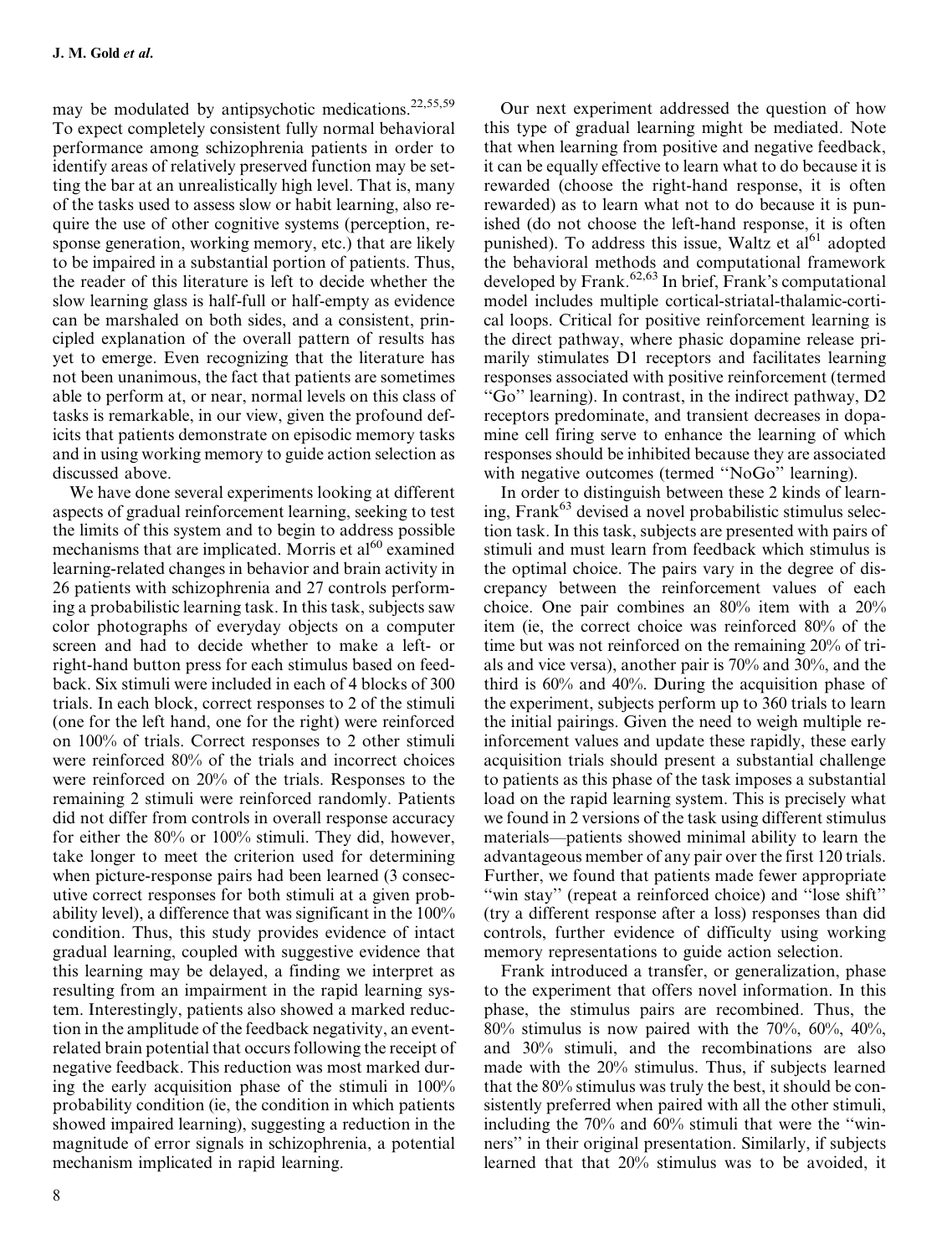may be modulated by antipsychotic medications.[22,55,59] To expect completely consistent fully normal behavioral performance among schizophrenia patients in order to identify areas of relatively preserved function may be setting the bar at an unrealistically high level. That is, many of the tasks used to assess slow or habit learning, also require the use of other cognitive systems (perception, response generation, working memory, etc.) that are likely to be impaired in a substantial portion of patients. Thus, the reader of this literature is left to decide whether the slow learning glass is half-full or half-empty as evidence can be marshaled on both sides, and a consistent, principled explanation of the overall pattern of results has yet to emerge. Even recognizing that the literature has not been unanimous, the fact that patients are sometimes able to perform at, or near, normal levels on this class of tasks is remarkable, in our view, given the profound deficits that patients demonstrate on episodic memory tasks and in using working memory to guide action selection as discussed above.

We have done several experiments looking at different aspects of gradual reinforcement learning, seeking to test the limits of this system and to begin to address possible mechanisms that are implicated. Morris et al[60] examined learning-related changes in behavior and brain activity in 26 patients with schizophrenia and 27 controls performing a probabilistic learning task. In this task, subjects saw color photographs of everyday objects on a computer screen and had to decide whether to make a left- or right-hand button press for each stimulus based on feedback. Six stimuli were included in each of 4 blocks of 300 trials. In each block, correct responses to 2 of the stimuli (one for the left hand, one for the right) were reinforced on 100% of trials. Correct responses to 2 other stimuli were reinforced 80% of the trials and incorrect choices were reinforced on 20% of the trials. Responses to the remaining 2 stimuli were reinforced randomly. Patients did not differ from controls in overall response accuracy for either the 80% or 100% stimuli. They did, however, take longer to meet the criterion used for determining when picture-response pairs had been learned (3 consecutive correct responses for both stimuli at a given probability level), a difference that was significant in the 100% condition. Thus, this study provides evidence of intact gradual learning, coupled with suggestive evidence that this learning may be delayed, a finding we interpret as resulting from an impairment in the rapid learning system. Interestingly, patients also showed a marked reduction in the amplitude of the feedback negativity, an event-related brain potential that occurs following the receipt of negative feedback. This reduction was most marked during the early acquisition phase of the stimuli in 100% probability condition (ie, the condition in which patients showed impaired learning), suggesting a reduction in the magnitude of error signals in schizophrenia, a potential mechanism implicated in rapid learning.

Our next experiment addressed the question of how this type of gradual learning might be mediated. Note that when learning from positive and negative feedback, it can be equally effective to learn what to do because it is rewarded (choose the right-hand response, it is often rewarded) as to learn what not to do because it is punished (do not choose the left-hand response, it is often punished). To address this issue, Waltz et al[61] adopted the behavioral methods and computational framework developed by Frank.[62,63] In brief, Frank's computational model includes multiple cortical-striatal-thalamic-cortical loops. Critical for positive reinforcement learning is the direct pathway, where phasic dopamine release primarily stimulates D1 receptors and facilitates learning responses associated with positive reinforcement (termed "Go" learning). In contrast, in the indirect pathway, D2 receptors predominate, and transient decreases in dopamine cell firing serve to enhance the learning of which responses should be inhibited because they are associated with negative outcomes (termed "NoGo" learning).

In order to distinguish between these 2 kinds of learning, Frank[63] devised a novel probabilistic stimulus selection task. In this task, subjects are presented with pairs of stimuli and must learn from feedback which stimulus is the optimal choice. The pairs vary in the degree of discrepancy between the reinforcement values of each choice. One pair combines an 80% item with a 20% item (ie, the correct choice was reinforced 80% of the time but was not reinforced on the remaining 20% of trials and vice versa), another pair is 70% and 30%, and the third is 60% and 40%. During the acquisition phase of the experiment, subjects perform up to 360 trials to learn the initial pairings. Given the need to weigh multiple reinforcement values and update these rapidly, these early acquisition trials should present a substantial challenge to patients as this phase of the task imposes a substantial load on the rapid learning system. This is precisely what we found in 2 versions of the task using different stimulus materials—patients showed minimal ability to learn the advantageous member of any pair over the first 120 trials. Further, we found that patients made fewer appropriate "win stay" (repeat a reinforced choice) and "lose shift" (try a different response after a loss) responses than did controls, further evidence of difficulty using working memory representations to guide action selection.

Frank introduced a transfer, or generalization, phase to the experiment that offers novel information. In this phase, the stimulus pairs are recombined. Thus, the 80% stimulus is now paired with the 70%, 60%, 40%, and 30% stimuli, and the recombinations are also made with the 20% stimulus. Thus, if subjects learned that the 80% stimulus was truly the best, it should be consistently preferred when paired with all the other stimuli, including the 70% and 60% stimuli that were the "winners" in their original presentation. Similarly, if subjects learned that that 20% stimulus was to be avoided, it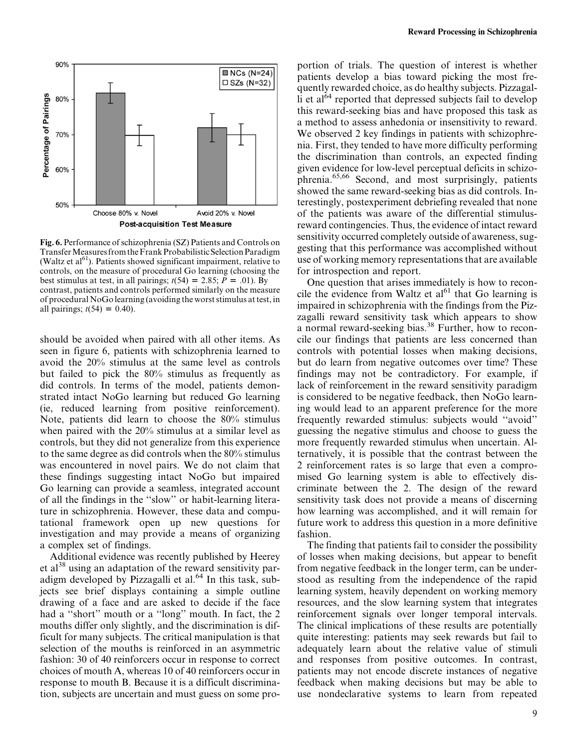Fig. 6. Performance of schizophrenia (SZ) Patients and Controls on Transfer Measures from the Frank Probabilistic Selection Paradigm (Waltz et al[61]). Patients showed significant impairment, relative to controls, on the measure of procedural Go learning (choosing the best stimulus at test, in all pairings; $t(54) = 2.85$; $P = .01$). By contrast, patients and controls performed similarly on the measure of procedural NoGo learning (avoiding the worst stimulus at test, in all pairings; $t(54) = 0.40$).

should be avoided when paired with all other items. As seen in figure 6, patients with schizophrenia learned to avoid the 20% stimulus at the same level as controls but failed to pick the 80% stimulus as frequently as did controls. In terms of the model, patients demonstrated intact NoGo learning but reduced Go learning (ie, reduced learning from positive reinforcement). Note, patients did learn to choose the 80% stimulus when paired with the 20% stimulus at a similar level as controls, but they did not generalize from this experience to the same degree as did controls when the 80% stimulus was encountered in novel pairs. We do not claim that these findings suggesting intact NoGo but impaired Go learning can provide a seamless, integrated account of all the findings in the "slow" or habit-learning literature in schizophrenia. However, these data and computational framework open up new questions for investigation and may provide a means of organizing a complex set of findings.

Additional evidence was recently published by Heerey et al[38] using an adaptation of the reward sensitivity paradigm developed by Pizzagalli et al.[64] In this task, subjects see brief displays containing a simple outline drawing of a face and are asked to decide if the face had a "short" mouth or a "long" mouth. In fact, the 2 mouths differ only slightly, and the discrimination is difficult for many subjects. The critical manipulation is that selection of the mouths is reinforced in an asymmetric fashion: 30 of 40 reinforcers occur in response to correct choices of mouth A, whereas 10 of 40 reinforcers occur in response to mouth B. Because it is a difficult discrimination, subjects are uncertain and must guess on some proportion of trials. The question of interest is whether patients develop a bias toward picking the most frequently rewarded choice, as do healthy subjects. Pizzagalli et al[64] reported that depressed subjects fail to develop this reward-seeking bias and have proposed this task as a method to assess anhedonia or insensitivity to reward. We observed 2 key findings in patients with schizophrenia. First, they tended to have more difficulty performing the discrimination than controls, an expected finding given evidence for low-level perceptual deficits in schizophrenia.[65,66] Second, and most surprisingly, patients showed the same reward-seeking bias as did controls. Interestingly, postexperiment debriefing revealed that none of the patients was aware of the differential stimulus-reward contingencies. Thus, the evidence of intact reward sensitivity occurred completely outside of awareness, suggesting that this performance was accomplished without use of working memory representations that are available for introspection and report.

One question that arises immediately is how to reconcile the evidence from Waltz et al[61] that Go learning is impaired in schizophrenia with the findings from the Pizzagalli reward sensitivity task which appears to show a normal reward-seeking bias.[38] Further, how to reconcile our findings that patients are less concerned than controls with potential losses when making decisions, but do learn from negative outcomes over time? These findings may not be contradictory. For example, if lack of reinforcement in the reward sensitivity paradigm is considered to be negative feedback, then NoGo learning would lead to an apparent preference for the more frequently rewarded stimulus: subjects would "avoid" guessing the negative stimulus and choose to guess the more frequently rewarded stimulus when uncertain. Alternatively, it is possible that the contrast between the 2 reinforcement rates is so large that even a compromised Go learning system is able to effectively discriminate between the 2. The design of the reward sensitivity task does not provide a means of discerning how learning was accomplished, and it will remain for future work to address this question in a more definitive fashion.

The finding that patients fail to consider the possibility of losses when making decisions, but appear to benefit from negative feedback in the longer term, can be understood as resulting from the independence of the rapid learning system, heavily dependent on working memory resources, and the slow learning system that integrates reinforcement signals over longer temporal intervals. The clinical implications of these results are potentially quite interesting: patients may seek rewards but fail to adequately learn about the relative value of stimuli and responses from positive outcomes. In contrast, patients may not encode discrete instances of negative feedback when making decisions but may be able to use nondeclarative systems to learn from repeated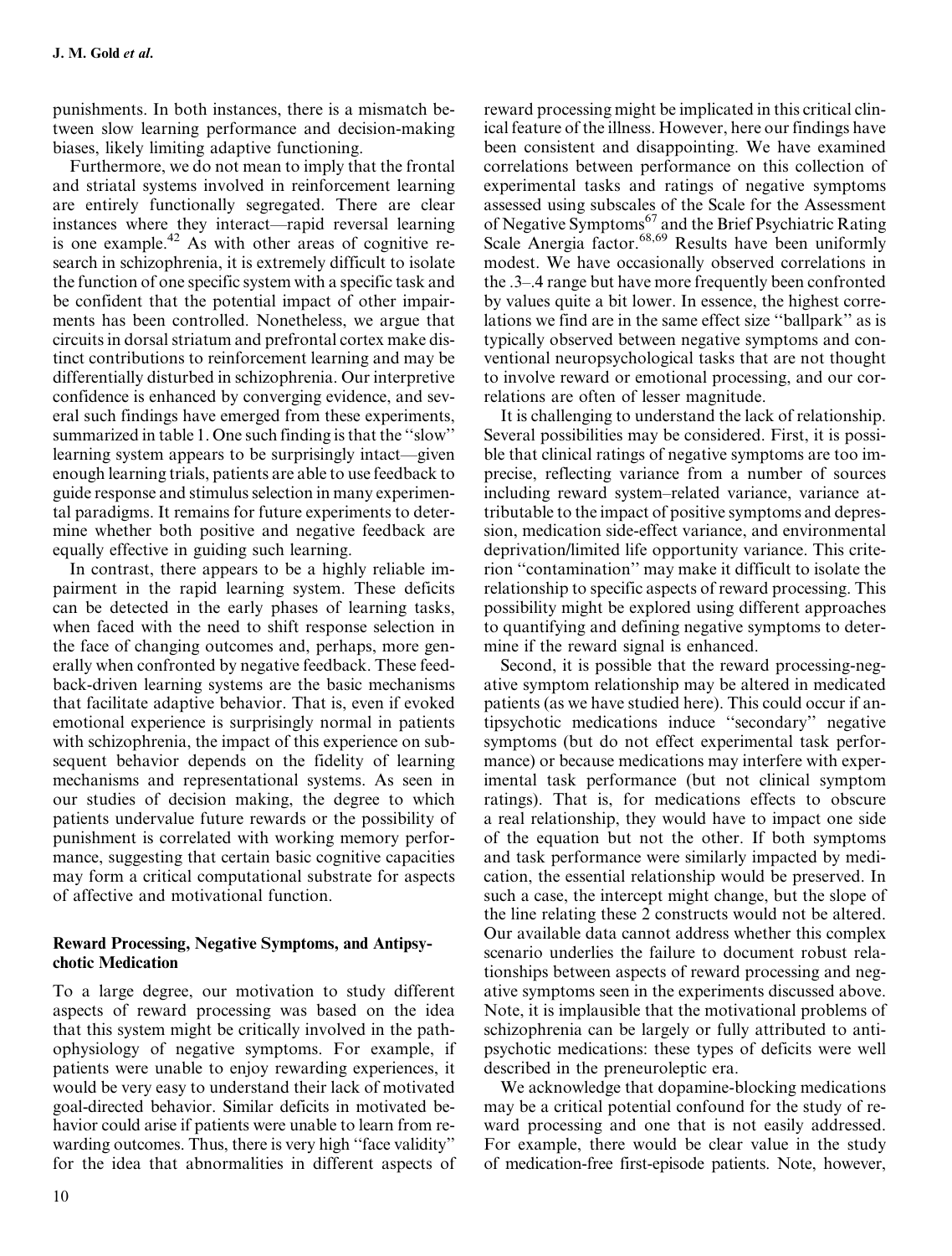punishments. In both instances, there is a mismatch between slow learning performance and decision-making biases, likely limiting adaptive functioning.

Furthermore, we do not mean to imply that the frontal and striatal systems involved in reinforcement learning are entirely functionally segregated. There are clear instances where they interact—rapid reversal learning is one example.[42] As with other areas of cognitive research in schizophrenia, it is extremely difficult to isolate the function of one specific system with a specific task and be confident that the potential impact of other impairments has been controlled. Nonetheless, we argue that circuits in dorsal striatum and prefrontal cortex make distinct contributions to reinforcement learning and may be differentially disturbed in schizophrenia. Our interpretive confidence is enhanced by converging evidence, and several such findings have emerged from these experiments, summarized in table 1. One such finding is that the ''slow'' learning system appears to be surprisingly intact—given enough learning trials, patients are able to use feedback to guide response and stimulus selection in many experimental paradigms. It remains for future experiments to determine whether both positive and negative feedback are equally effective in guiding such learning.

In contrast, there appears to be a highly reliable impairment in the rapid learning system. These deficits can be detected in the early phases of learning tasks, when faced with the need to shift response selection in the face of changing outcomes and, perhaps, more generally when confronted by negative feedback. These feedback-driven learning systems are the basic mechanisms that facilitate adaptive behavior. That is, even if evoked emotional experience is surprisingly normal in patients with schizophrenia, the impact of this experience on subsequent behavior depends on the fidelity of learning mechanisms and representational systems. As seen in our studies of decision making, the degree to which patients undervalue future rewards or the possibility of punishment is correlated with working memory performance, suggesting that certain basic cognitive capacities may form a critical computational substrate for aspects of affective and motivational function.

## Reward Processing, Negative Symptoms, and Antipsychotic Medication

To a large degree, our motivation to study different aspects of reward processing was based on the idea that this system might be critically involved in the pathophysiology of negative symptoms. For example, if patients were unable to enjoy rewarding experiences, it would be very easy to understand their lack of motivated goal-directed behavior. Similar deficits in motivated behavior could arise if patients were unable to learn from rewarding outcomes. Thus, there is very high ''face validity'' for the idea that abnormalities in different aspects of reward processing might be implicated in this critical clinical feature of the illness. However, here our findings have been consistent and disappointing. We have examined correlations between performance on this collection of experimental tasks and ratings of negative symptoms assessed using subscales of the Scale for the Assessment of Negative Symptoms[67] and the Brief Psychiatric Rating Scale Anergia factor.[68,69] Results have been uniformly modest. We have occasionally observed correlations in the .3–.4 range but have more frequently been confronted by values quite a bit lower. In essence, the highest correlations we find are in the same effect size ''ballpark'' as is typically observed between negative symptoms and conventional neuropsychological tasks that are not thought to involve reward or emotional processing, and our correlations are often of lesser magnitude.

It is challenging to understand the lack of relationship. Several possibilities may be considered. First, it is possible that clinical ratings of negative symptoms are too imprecise, reflecting variance from a number of sources including reward system–related variance, variance attributable to the impact of positive symptoms and depression, medication side-effect variance, and environmental deprivation/limited life opportunity variance. This criterion ''contamination'' may make it difficult to isolate the relationship to specific aspects of reward processing. This possibility might be explored using different approaches to quantifying and defining negative symptoms to determine if the reward signal is enhanced.

Second, it is possible that the reward processing-negative symptom relationship may be altered in medicated patients (as we have studied here). This could occur if antipsychotic medications induce ''secondary'' negative symptoms (but do not effect experimental task performance) or because medications may interfere with experimental task performance (but not clinical symptom ratings). That is, for medications effects to obscure a real relationship, they would have to impact one side of the equation but not the other. If both symptoms and task performance were similarly impacted by medication, the essential relationship would be preserved. In such a case, the intercept might change, but the slope of the line relating these 2 constructs would not be altered. Our available data cannot address whether this complex scenario underlies the failure to document robust relationships between aspects of reward processing and negative symptoms seen in the experiments discussed above. Note, it is implausible that the motivational problems of schizophrenia can be largely or fully attributed to antipsychotic medications: these types of deficits were well described in the preneuroleptic era.

We acknowledge that dopamine-blocking medications may be a critical potential confound for the study of reward processing and one that is not easily addressed. For example, there would be clear value in the study of medication-free first-episode patients. Note, however,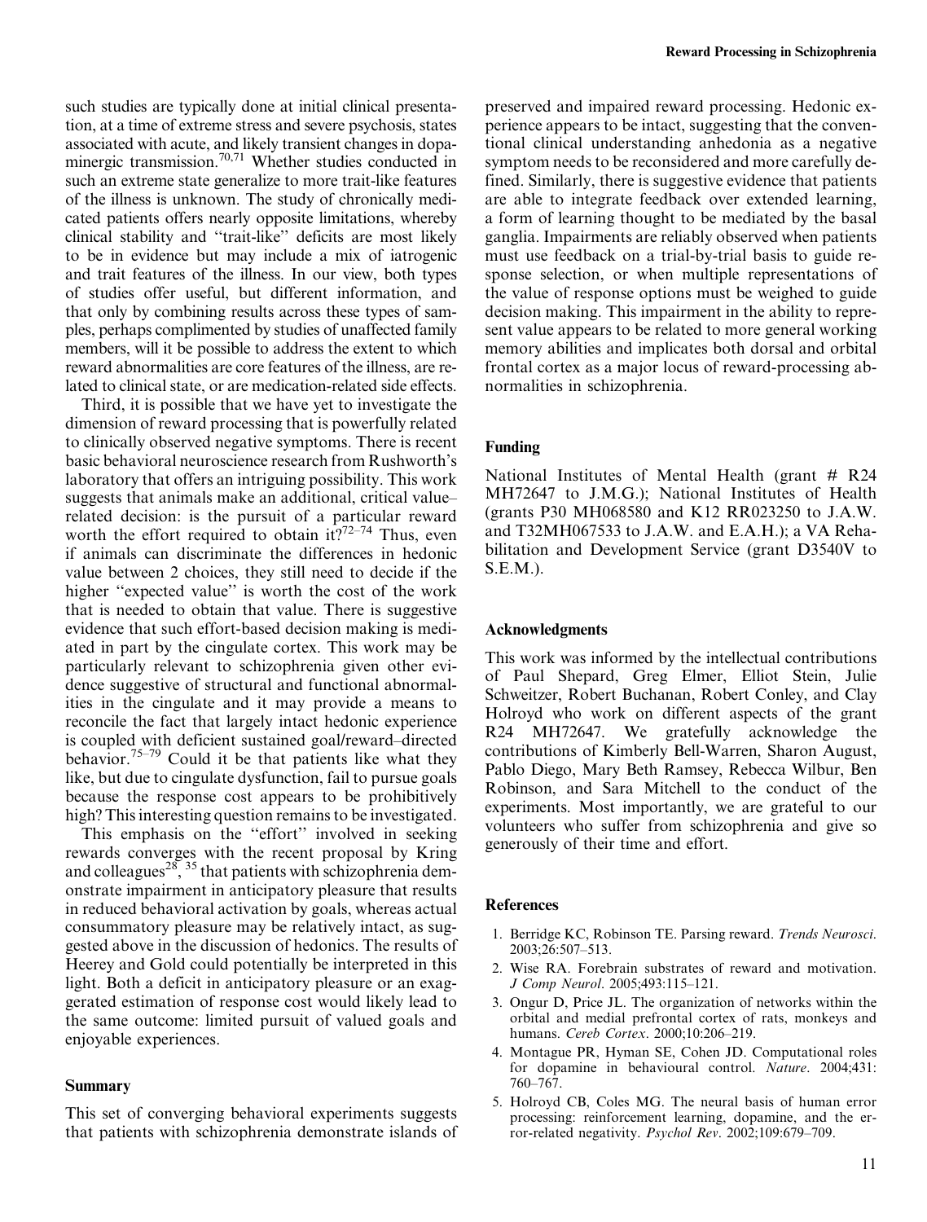such studies are typically done at initial clinical presentation, at a time of extreme stress and severe psychosis, states associated with acute, and likely transient changes in dopaminergic transmission.[70,71] Whether studies conducted in such an extreme state generalize to more trait-like features of the illness is unknown. The study of chronically medicated patients offers nearly opposite limitations, whereby clinical stability and "trait-like" deficits are most likely to be in evidence but may include a mix of iatrogenic and trait features of the illness. In our view, both types of studies offer useful, but different information, and that only by combining results across these types of samples, perhaps complimented by studies of unaffected family members, will it be possible to address the extent to which reward abnormalities are core features of the illness, are related to clinical state, or are medication-related side effects.

Third, it is possible that we have yet to investigate the dimension of reward processing that is powerfully related to clinically observed negative symptoms. There is recent basic behavioral neuroscience research from Rushworth's laboratory that offers an intriguing possibility. This work suggests that animals make an additional, critical value–related decision: is the pursuit of a particular reward worth the effort required to obtain it?[72–74] Thus, even if animals can discriminate the differences in hedonic value between 2 choices, they still need to decide if the higher "expected value" is worth the cost of the work that is needed to obtain that value. There is suggestive evidence that such effort-based decision making is mediated in part by the cingulate cortex. This work may be particularly relevant to schizophrenia given other evidence suggestive of structural and functional abnormalities in the cingulate and it may provide a means to reconcile the fact that largely intact hedonic experience is coupled with deficient sustained goal/reward–directed behavior.[75–79] Could it be that patients like what they like, but due to cingulate dysfunction, fail to pursue goals because the response cost appears to be prohibitively high? This interesting question remains to be investigated.

This emphasis on the "effort" involved in seeking rewards converges with the recent proposal by Kring and colleagues[28, 35] that patients with schizophrenia demonstrate impairment in anticipatory pleasure that results in reduced behavioral activation by goals, whereas actual consummatory pleasure may be relatively intact, as suggested above in the discussion of hedonics. The results of Heerey and Gold could potentially be interpreted in this light. Both a deficit in anticipatory pleasure or an exaggerated estimation of response cost would likely lead to the same outcome: limited pursuit of valued goals and enjoyable experiences.

## Summary

This set of converging behavioral experiments suggests that patients with schizophrenia demonstrate islands of preserved and impaired reward processing. Hedonic experience appears to be intact, suggesting that the conventional clinical understanding anhedonia as a negative symptom needs to be reconsidered and more carefully defined. Similarly, there is suggestive evidence that patients are able to integrate feedback over extended learning, a form of learning thought to be mediated by the basal ganglia. Impairments are reliably observed when patients must use feedback on a trial-by-trial basis to guide response selection, or when multiple representations of the value of response options must be weighed to guide decision making. This impairment in the ability to represent value appears to be related to more general working memory abilities and implicates both dorsal and orbital frontal cortex as a major locus of reward-processing abnormalities in schizophrenia.

## Funding

National Institutes of Mental Health (grant # R24 MH72647 to J.M.G.); National Institutes of Health (grants P30 MH068580 and K12 RR023250 to J.A.W. and T32MH067533 to J.A.W. and E.A.H.); a VA Rehabilitation and Development Service (grant D3540V to S.E.M.).

## Acknowledgments

This work was informed by the intellectual contributions of Paul Shepard, Greg Elmer, Elliot Stein, Julie Schweitzer, Robert Buchanan, Robert Conley, and Clay Holroyd who work on different aspects of the grant R24 MH72647. We gratefully acknowledge the contributions of Kimberly Bell-Warren, Sharon August, Pablo Diego, Mary Beth Ramsey, Rebecca Wilbur, Ben Robinson, and Sara Mitchell to the conduct of the experiments. Most importantly, we are grateful to our volunteers who suffer from schizophrenia and give so generously of their time and effort.

## References

1. Berridge KC, Robinson TE. Parsing reward. *Trends Neurosci*. 2003;26:507–513.
2. Wise RA. Forebrain substrates of reward and motivation. *J Comp Neurol*. 2005;493:115–121.
3. Ongur D, Price JL. The organization of networks within the orbital and medial prefrontal cortex of rats, monkeys and humans. *Cereb Cortex*. 2000;10:206–219.
4. Montague PR, Hyman SE, Cohen JD. Computational roles for dopamine in behavioural control. *Nature*. 2004;431: 760–767.
5. Holroyd CB, Coles MG. The neural basis of human error processing: reinforcement learning, dopamine, and the error-related negativity. *Psychol Rev*. 2002;109:679–709.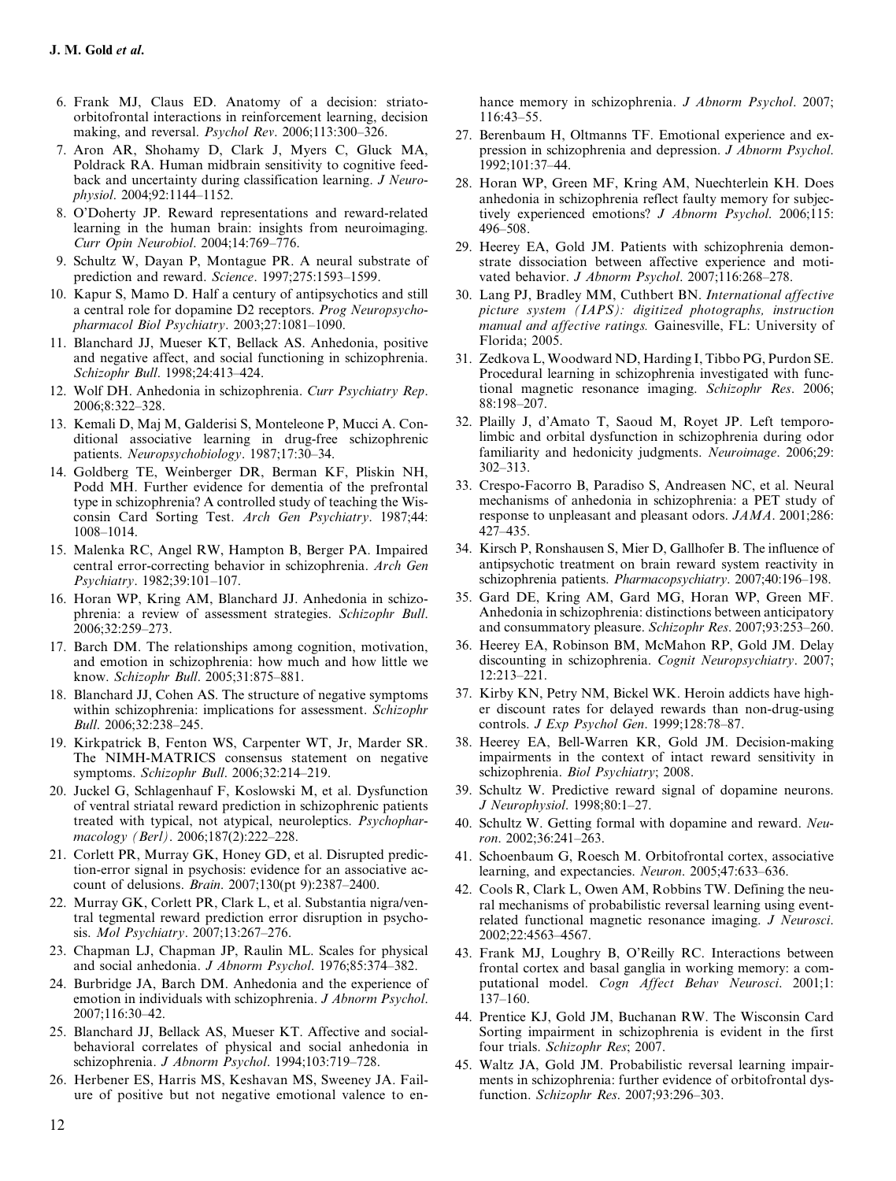6. Frank MJ, Claus ED. Anatomy of a decision: striato-orbitofrontal interactions in reinforcement learning, decision making, and reversal. *Psychol Rev*. 2006;113:300–326.
7. Aron AR, Shohamy D, Clark J, Myers C, Gluck MA, Poldrack RA. Human midbrain sensitivity to cognitive feedback and uncertainty during classification learning. *J Neurophysiol*. 2004;92:1144–1152.
8. O'Doherty JP. Reward representations and reward-related learning in the human brain: insights from neuroimaging. *Curr Opin Neurobiol*. 2004;14:769–776.
9. Schultz W, Dayan P, Montague PR. A neural substrate of prediction and reward. *Science*. 1997;275:1593–1599.
10. Kapur S, Mamo D. Half a century of antipsychotics and still a central role for dopamine D2 receptors. *Prog Neuropsychopharmacol Biol Psychiatry*. 2003;27:1081–1090.
11. Blanchard JJ, Mueser KT, Bellack AS. Anhedonia, positive and negative affect, and social functioning in schizophrenia. *Schizophr Bull*. 1998;24:413–424.
12. Wolf DH. Anhedonia in schizophrenia. *Curr Psychiatry Rep*. 2006;8:322–328.
13. Kemali D, Maj M, Galderisi S, Monteleone P, Mucci A. Conditional associative learning in drug-free schizophrenic patients. *Neuropsychobiology*. 1987;17:30–34.
14. Goldberg TE, Weinberger DR, Berman KF, Pliskin NH, Podd MH. Further evidence for dementia of the prefrontal type in schizophrenia? A controlled study of teaching the Wisconsin Card Sorting Test. *Arch Gen Psychiatry*. 1987;44:1008–1014.
15. Malenka RC, Angel RW, Hampton B, Berger PA. Impaired central error-correcting behavior in schizophrenia. *Arch Gen Psychiatry*. 1982;39:101–107.
16. Horan WP, Kring AM, Blanchard JJ. Anhedonia in schizophrenia: a review of assessment strategies. *Schizophr Bull*. 2006;32:259–273.
17. Barch DM. The relationships among cognition, motivation, and emotion in schizophrenia: how much and how little we know. *Schizophr Bull*. 2005;31:875–881.
18. Blanchard JJ, Cohen AS. The structure of negative symptoms within schizophrenia: implications for assessment. *Schizophr Bull*. 2006;32:238–245.
19. Kirkpatrick B, Fenton WS, Carpenter WT, Jr, Marder SR. The NIMH-MATRICS consensus statement on negative symptoms. *Schizophr Bull*. 2006;32:214–219.
20. Juckel G, Schlagenhauf F, Koslowski M, et al. Dysfunction of ventral striatal reward prediction in schizophrenic patients treated with typical, not atypical, neuroleptics. *Psychopharmacology (Berl)*. 2006;187(2):222–228.
21. Corlett PR, Murray GK, Honey GD, et al. Disrupted prediction-error signal in psychosis: evidence for an associative account of delusions. *Brain*. 2007;130(pt 9):2387–2400.
22. Murray GK, Corlett PR, Clark L, et al. Substantia nigra/ventral tegmental reward prediction error disruption in psychosis. *Mol Psychiatry*. 2007;13:267–276.
23. Chapman LJ, Chapman JP, Raulin ML. Scales for physical and social anhedonia. *J Abnorm Psychol*. 1976;85:374–382.
24. Burbridge JA, Barch DM. Anhedonia and the experience of emotion in individuals with schizophrenia. *J Abnorm Psychol*. 2007;116:30–42.
25. Blanchard JJ, Bellack AS, Mueser KT. Affective and social-behavioral correlates of physical and social anhedonia in schizophrenia. *J Abnorm Psychol*. 1994;103:719–728.
26. Herbener ES, Harris MS, Keshavan MS, Sweeney JA. Failure of positive but not negative emotional valence to enhance memory in schizophrenia. *J Abnorm Psychol*. 2007;116:43–55.
27. Berenbaum H, Oltmanns TF. Emotional experience and expression in schizophrenia and depression. *J Abnorm Psychol*. 1992;101:37–44.
28. Horan WP, Green MF, Kring AM, Nuechterlein KH. Does anhedonia in schizophrenia reflect faulty memory for subjectively experienced emotions? *J Abnorm Psychol*. 2006;115:496–508.
29. Heerey EA, Gold JM. Patients with schizophrenia demonstrate dissociation between affective experience and motivated behavior. *J Abnorm Psychol*. 2007;116:268–278.
30. Lang PJ, Bradley MM, Cuthbert BN. *International affective picture system (IAPS): digitized photographs, instruction manual and affective ratings.* Gainesville, FL: University of Florida; 2005.
31. Zedkova L, Woodward ND, Harding I, Tibbo PG, Purdon SE. Procedural learning in schizophrenia investigated with functional magnetic resonance imaging. *Schizophr Res*. 2006;88:198–207.
32. Plailly J, d'Amato T, Saoud M, Royet JP. Left temporo-limbic and orbital dysfunction in schizophrenia during odor familiarity and hedonicity judgments. *Neuroimage*. 2006;29:302–313.
33. Crespo-Facorro B, Paradiso S, Andreasen NC, et al. Neural mechanisms of anhedonia in schizophrenia: a PET study of response to unpleasant and pleasant odors. *JAMA*. 2001;286:427–435.
34. Kirsch P, Ronshausen S, Mier D, Gallhofer B. The influence of antipsychotic treatment on brain reward system reactivity in schizophrenia patients. *Pharmacopsychiatry*. 2007;40:196–198.
35. Gard DE, Kring AM, Gard MG, Horan WP, Green MF. Anhedonia in schizophrenia: distinctions between anticipatory and consummatory pleasure. *Schizophr Res*. 2007;93:253–260.
36. Heerey EA, Robinson BM, McMahon RP, Gold JM. Delay discounting in schizophrenia. *Cognit Neuropsychiatry*. 2007;12:213–221.
37. Kirby KN, Petry NM, Bickel WK. Heroin addicts have higher discount rates for delayed rewards than non-drug-using controls. *J Exp Psychol Gen*. 1999;128:78–87.
38. Heerey EA, Bell-Warren KR, Gold JM. Decision-making impairments in the context of intact reward sensitivity in schizophrenia. *Biol Psychiatry*; 2008.
39. Schultz W. Predictive reward signal of dopamine neurons. *J Neurophysiol*. 1998;80:1–27.
40. Schultz W. Getting formal with dopamine and reward. *Neuron*. 2002;36:241–263.
41. Schoenbaum G, Roesch M. Orbitofrontal cortex, associative learning, and expectancies. *Neuron*. 2005;47:633–636.
42. Cools R, Clark L, Owen AM, Robbins TW. Defining the neural mechanisms of probabilistic reversal learning using event-related functional magnetic resonance imaging. *J Neurosci*. 2002;22:4563–4567.
43. Frank MJ, Loughry B, O'Reilly RC. Interactions between frontal cortex and basal ganglia in working memory: a computational model. *Cogn Affect Behav Neurosci*. 2001;1:137–160.
44. Prentice KJ, Gold JM, Buchanan RW. The Wisconsin Card Sorting impairment in schizophrenia is evident in the first four trials. *Schizophr Res*; 2007.
45. Waltz JA, Gold JM. Probabilistic reversal learning impairments in schizophrenia: further evidence of orbitofrontal dysfunction. *Schizophr Res*. 2007;93:296–303.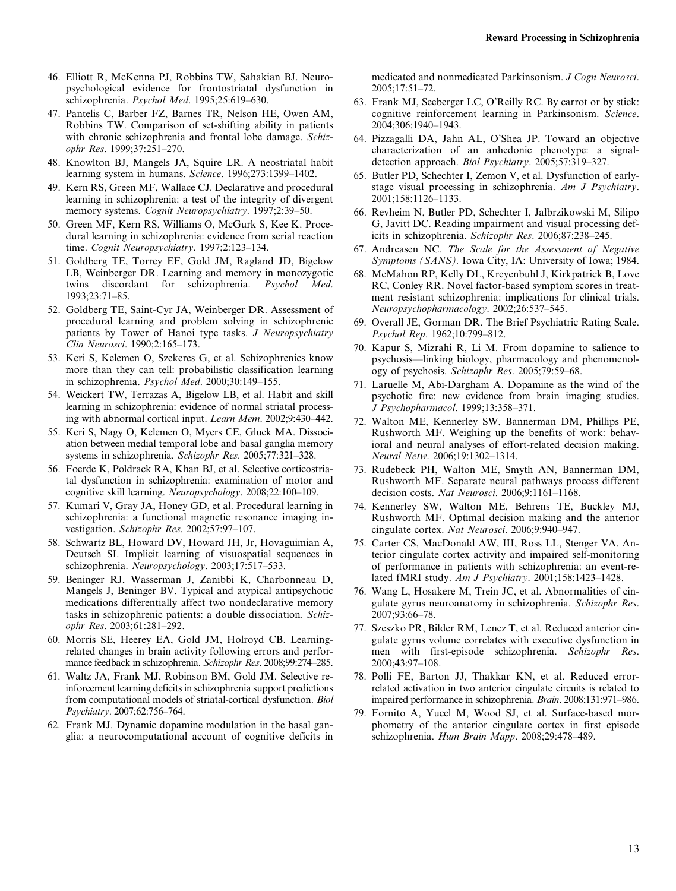46. Elliott R, McKenna PJ, Robbins TW, Sahakian BJ. Neuropsychological evidence for frontostriatal dysfunction in schizophrenia. *Psychol Med*. 1995;25:619–630.
47. Pantelis C, Barber FZ, Barnes TR, Nelson HE, Owen AM, Robbins TW. Comparison of set-shifting ability in patients with chronic schizophrenia and frontal lobe damage. *Schizophr Res*. 1999;37:251–270.
48. Knowlton BJ, Mangels JA, Squire LR. A neostriatal habit learning system in humans. *Science*. 1996;273:1399–1402.
49. Kern RS, Green MF, Wallace CJ. Declarative and procedural learning in schizophrenia: a test of the integrity of divergent memory systems. *Cognit Neuropsychiatry*. 1997;2:39–50.
50. Green MF, Kern RS, Williams O, McGurk S, Kee K. Procedural learning in schizophrenia: evidence from serial reaction time. *Cognit Neuropsychiatry*. 1997;2:123–134.
51. Goldberg TE, Torrey EF, Gold JM, Ragland JD, Bigelow LB, Weinberger DR. Learning and memory in monozygotic twins discordant for schizophrenia. *Psychol Med*. 1993;23:71–85.
52. Goldberg TE, Saint-Cyr JA, Weinberger DR. Assessment of procedural learning and problem solving in schizophrenic patients by Tower of Hanoi type tasks. *J Neuropsychiatry Clin Neurosci*. 1990;2:165–173.
53. Keri S, Kelemen O, Szekeres G, et al. Schizophrenics know more than they can tell: probabilistic classification learning in schizophrenia. *Psychol Med*. 2000;30:149–155.
54. Weickert TW, Terrazas A, Bigelow LB, et al. Habit and skill learning in schizophrenia: evidence of normal striatal processing with abnormal cortical input. *Learn Mem*. 2002;9:430–442.
55. Keri S, Nagy O, Kelemen O, Myers CE, Gluck MA. Dissociation between medial temporal lobe and basal ganglia memory systems in schizophrenia. *Schizophr Res*. 2005;77:321–328.
56. Foerde K, Poldrack RA, Khan BJ, et al. Selective corticostriatal dysfunction in schizophrenia: examination of motor and cognitive skill learning. *Neuropsychology*. 2008;22:100–109.
57. Kumari V, Gray JA, Honey GD, et al. Procedural learning in schizophrenia: a functional magnetic resonance imaging investigation. *Schizophr Res*. 2002;57:97–107.
58. Schwartz BL, Howard DV, Howard JH, Jr, Hovaguimian A, Deutsch SI. Implicit learning of visuospatial sequences in schizophrenia. *Neuropsychology*. 2003;17:517–533.
59. Beninger RJ, Wasserman J, Zanibbi K, Charbonneau D, Mangels J, Beninger BV. Typical and atypical antipsychotic medications differentially affect two nondeclarative memory tasks in schizophrenic patients: a double dissociation. *Schizophr Res*. 2003;61:281–292.
60. Morris SE, Heerey EA, Gold JM, Holroyd CB. Learning-related changes in brain activity following errors and performance feedback in schizophrenia. *Schizophr Res*. 2008;99:274–285.
61. Waltz JA, Frank MJ, Robinson BM, Gold JM. Selective reinforcement learning deficits in schizophrenia support predictions from computational models of striatal-cortical dysfunction. *Biol Psychiatry*. 2007;62:756–764.
62. Frank MJ. Dynamic dopamine modulation in the basal ganglia: a neurocomputational account of cognitive deficits in medicated and nonmedicated Parkinsonism. *J Cogn Neurosci*. 2005;17:51–72.
63. Frank MJ, Seeberger LC, O'Reilly RC. By carrot or by stick: cognitive reinforcement learning in Parkinsonism. *Science*. 2004;306:1940–1943.
64. Pizzagalli DA, Jahn AL, O'Shea JP. Toward an objective characterization of an anhedonic phenotype: a signal-detection approach. *Biol Psychiatry*. 2005;57:319–327.
65. Butler PD, Schechter I, Zemon V, et al. Dysfunction of early-stage visual processing in schizophrenia. *Am J Psychiatry*. 2001;158:1126–1133.
66. Revheim N, Butler PD, Schechter I, Jalbrzikowski M, Silipo G, Javitt DC. Reading impairment and visual processing deficits in schizophrenia. *Schizophr Res*. 2006;87:238–245.
67. Andreasen NC. *The Scale for the Assessment of Negative Symptoms (SANS)*. Iowa City, IA: University of Iowa; 1984.
68. McMahon RP, Kelly DL, Kreyenbuhl J, Kirkpatrick B, Love RC, Conley RR. Novel factor-based symptom scores in treatment resistant schizophrenia: implications for clinical trials. *Neuropsychopharmacology*. 2002;26:537–545.
69. Overall JE, Gorman DR. The Brief Psychiatric Rating Scale. *Psychol Rep*. 1962;10:799–812.
70. Kapur S, Mizrahi R, Li M. From dopamine to salience to psychosis—linking biology, pharmacology and phenomenology of psychosis. *Schizophr Res*. 2005;79:59–68.
71. Laruelle M, Abi-Dargham A. Dopamine as the wind of the psychotic fire: new evidence from brain imaging studies. *J Psychopharmacol*. 1999;13:358–371.
72. Walton ME, Kennerley SW, Bannerman DM, Phillips PE, Rushworth MF. Weighing up the benefits of work: behavioral and neural analyses of effort-related decision making. *Neural Netw*. 2006;19:1302–1314.
73. Rudebeck PH, Walton ME, Smyth AN, Bannerman DM, Rushworth MF. Separate neural pathways process different decision costs. *Nat Neurosci*. 2006;9:1161–1168.
74. Kennerley SW, Walton ME, Behrens TE, Buckley MJ, Rushworth MF. Optimal decision making and the anterior cingulate cortex. *Nat Neurosci*. 2006;9:940–947.
75. Carter CS, MacDonald AW, III, Ross LL, Stenger VA. Anterior cingulate cortex activity and impaired self-monitoring of performance in patients with schizophrenia: an event-related fMRI study. *Am J Psychiatry*. 2001;158:1423–1428.
76. Wang L, Hosakere M, Trein JC, et al. Abnormalities of cingulate gyrus neuroanatomy in schizophrenia. *Schizophr Res*. 2007;93:66–78.
77. Szeszko PR, Bilder RM, Lencz T, et al. Reduced anterior cingulate gyrus volume correlates with executive dysfunction in men with first-episode schizophrenia. *Schizophr Res*. 2000;43:97–108.
78. Polli FE, Barton JJ, Thakkar KN, et al. Reduced error-related activation in two anterior cingulate circuits is related to impaired performance in schizophrenia. *Brain*. 2008;131:971–986.
79. Fornito A, Yucel M, Wood SJ, et al. Surface-based morphometry of the anterior cingulate cortex in first episode schizophrenia. *Hum Brain Mapp*. 2008;29:478–489.